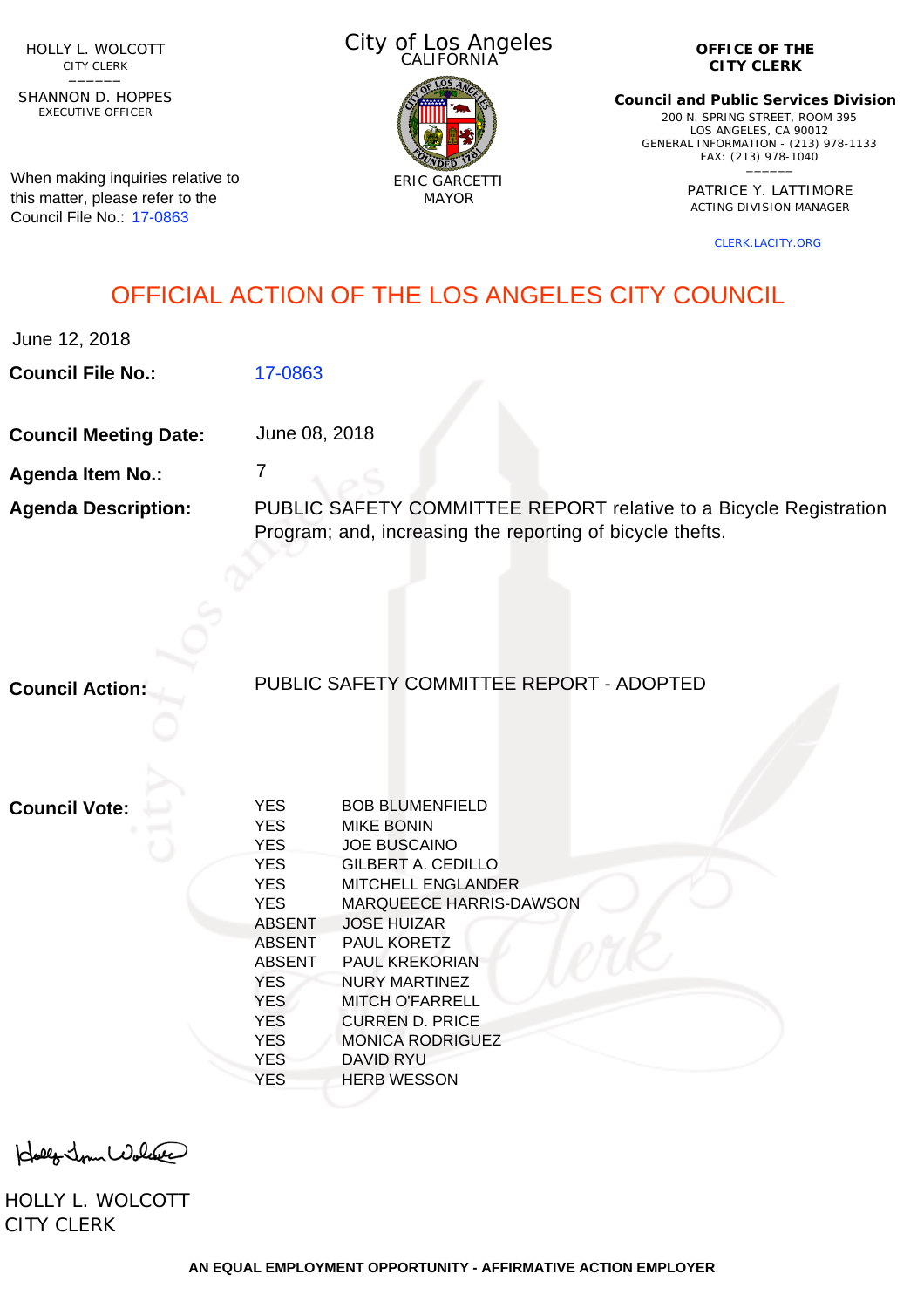HOLLY L. WOLCOTT
CITY CLERK

SHANNON D. HOPPES
EXECUTIVE OFFICER

When making inquiries relative to this matter, please refer to the Council File No.: 17-0863

City of Los Angeles
CALIFORNIA

ERIC GARCETTI
MAYOR

**OFFICE OF THE CITY CLERK**

**Council and Public Services Division**
200 N. SPRING STREET, ROOM 395
LOS ANGELES, CA 90012
GENERAL INFORMATION - (213) 978-1133
FAX: (213) 978-1040

PATRICE Y. LATTIMORE
ACTING DIVISION MANAGER

CLERK.LACITY.ORG

# OFFICIAL ACTION OF THE LOS ANGELES CITY COUNCIL

June 12, 2018

**Council File No.:** 17-0863

**Council Meeting Date:** June 08, 2018

**Agenda Item No.:** 7

**Agenda Description:** PUBLIC SAFETY COMMITTEE REPORT relative to a Bicycle Registration Program; and, increasing the reporting of bicycle thefts.

**Council Action:** PUBLIC SAFETY COMMITTEE REPORT - ADOPTED

**Council Vote:**

| | |
|---|---|
| YES | BOB BLUMENFIELD |
| YES | MIKE BONIN |
| YES | JOE BUSCAINO |
| YES | GILBERT A. CEDILLO |
| YES | MITCHELL ENGLANDER |
| YES | MARQUEECE HARRIS-DAWSON |
| ABSENT | JOSE HUIZAR |
| ABSENT | PAUL KORETZ |
| ABSENT | PAUL KREKORIAN |
| YES | NURY MARTINEZ |
| YES | MITCH O'FARRELL |
| YES | CURREN D. PRICE |
| YES | MONICA RODRIGUEZ |
| YES | DAVID RYU |
| YES | HERB WESSON |

HOLLY L. WOLCOTT
CITY CLERK

AN EQUAL EMPLOYMENT OPPORTUNITY - AFFIRMATIVE ACTION EMPLOYER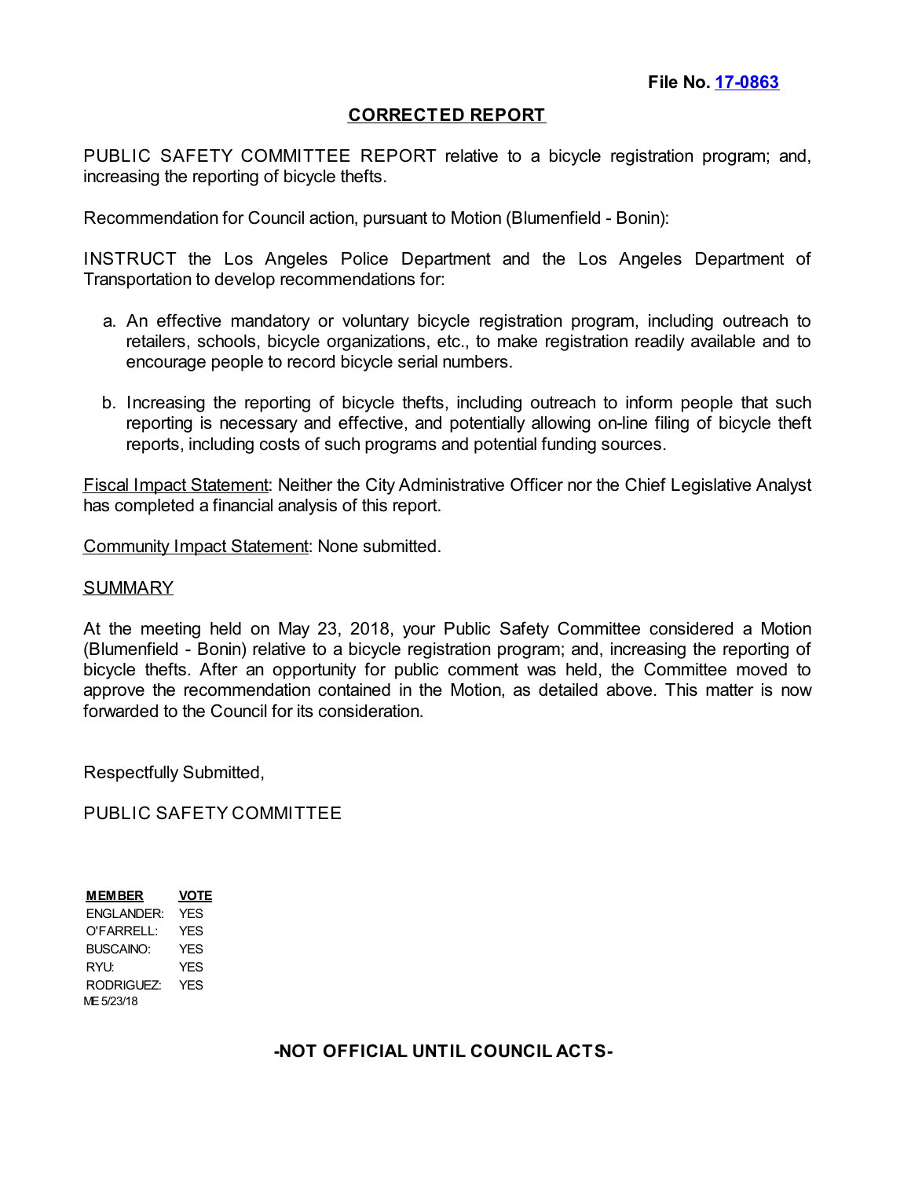File No. [17-0863]

## CORRECTED REPORT

PUBLIC SAFETY COMMITTEE REPORT relative to a bicycle registration program; and, increasing the reporting of bicycle thefts.

Recommendation for Council action, pursuant to Motion (Blumenfield - Bonin):

INSTRUCT the Los Angeles Police Department and the Los Angeles Department of Transportation to develop recommendations for:

a. An effective mandatory or voluntary bicycle registration program, including outreach to retailers, schools, bicycle organizations, etc., to make registration readily available and to encourage people to record bicycle serial numbers.

b. Increasing the reporting of bicycle thefts, including outreach to inform people that such reporting is necessary and effective, and potentially allowing on-line filing of bicycle theft reports, including costs of such programs and potential funding sources.

Fiscal Impact Statement: Neither the City Administrative Officer nor the Chief Legislative Analyst has completed a financial analysis of this report.

Community Impact Statement: None submitted.

SUMMARY

At the meeting held on May 23, 2018, your Public Safety Committee considered a Motion (Blumenfield - Bonin) relative to a bicycle registration program; and, increasing the reporting of bicycle thefts. After an opportunity for public comment was held, the Committee moved to approve the recommendation contained in the Motion, as detailed above. This matter is now forwarded to the Council for its consideration.

Respectfully Submitted,

PUBLIC SAFETY COMMITTEE

| MEMBER | VOTE |
|---|---|
| ENGLANDER: | YES |
| O'FARRELL: | YES |
| BUSCAINO: | YES |
| RYU: | YES |
| RODRIGUEZ: | YES |

ME 5/23/18

**-NOT OFFICIAL UNTIL COUNCIL ACTS-**